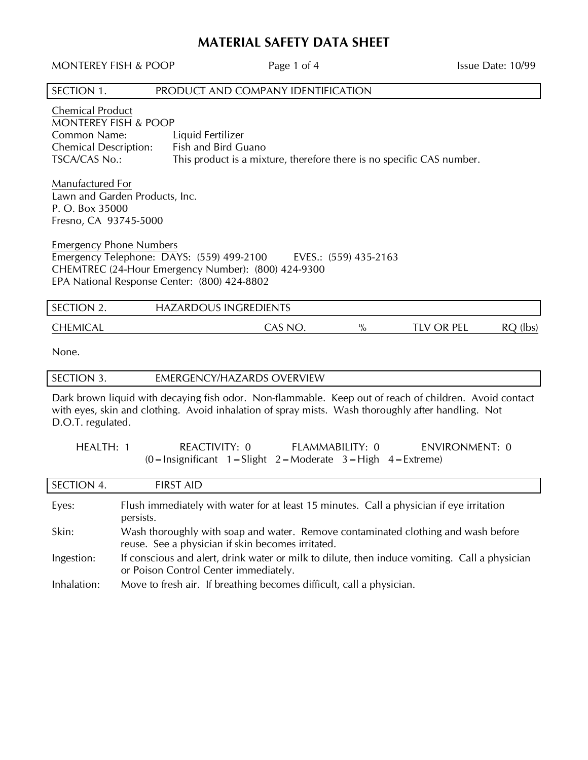# MATERIAL SAFETY DATA SHEET

MONTEREY FISH & POOP | Issue Date: 10/99

## SECTION 1. PRODUCT AND COMPANY IDENTIFICATION

**Chemical Product**
MONTEREY FISH & POOP
Common Name: Liquid Fertilizer
Chemical Description: Fish and Bird Guano
TSCA/CAS No.: This product is a mixture, therefore there is no specific CAS number.

**Manufactured For**
Lawn and Garden Products, Inc.
P. O. Box 35000
Fresno, CA 93745-5000

**Emergency Phone Numbers**
Emergency Telephone: DAYS: (559) 499-2100 EVES.: (559) 435-2163
CHEMTREC (24-Hour Emergency Number): (800) 424-9300
EPA National Response Center: (800) 424-8802

## SECTION 2. HAZARDOUS INGREDIENTS

| CHEMICAL | CAS NO. | % | TLV OR PEL | RQ (lbs) |
|---|---|---|---|---|

None.

## SECTION 3. EMERGENCY/HAZARDS OVERVIEW

Dark brown liquid with decaying fish odor. Non-flammable. Keep out of reach of children. Avoid contact with eyes, skin and clothing. Avoid inhalation of spray mists. Wash thoroughly after handling. Not D.O.T. regulated.

HEALTH: 1 REACTIVITY: 0 FLAMMABILITY: 0 ENVIRONMENT: 0
(0 = Insignificant 1 = Slight 2 = Moderate 3 = High 4 = Extreme)

## SECTION 4. FIRST AID

| | |
|---|---|
| Eyes: | Flush immediately with water for at least 15 minutes. Call a physician if eye irritation persists. |
| Skin: | Wash thoroughly with soap and water. Remove contaminated clothing and wash before reuse. See a physician if skin becomes irritated. |
| Ingestion: | If conscious and alert, drink water or milk to dilute, then induce vomiting. Call a physician or Poison Control Center immediately. |
| Inhalation: | Move to fresh air. If breathing becomes difficult, call a physician. |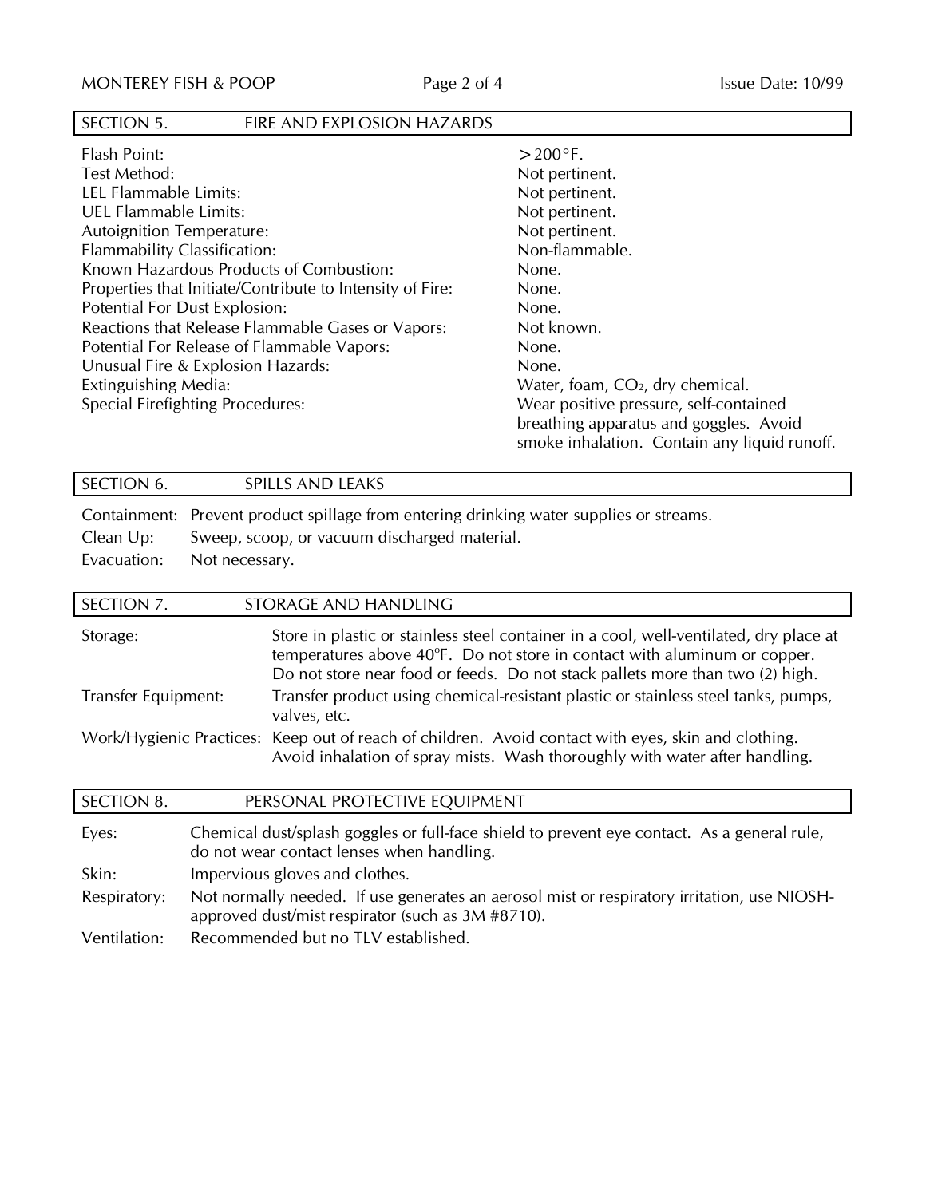## SECTION 5. FIRE AND EXPLOSION HAZARDS

| | |
|---|---|
| Flash Point: | >200°F. |
| Test Method: | Not pertinent. |
| LEL Flammable Limits: | Not pertinent. |
| UEL Flammable Limits: | Not pertinent. |
| Autoignition Temperature: | Not pertinent. |
| Flammability Classification: | Non-flammable. |
| Known Hazardous Products of Combustion: | None. |
| Properties that Initiate/Contribute to Intensity of Fire: | None. |
| Potential For Dust Explosion: | None. |
| Reactions that Release Flammable Gases or Vapors: | Not known. |
| Potential For Release of Flammable Vapors: | None. |
| Unusual Fire & Explosion Hazards: | None. |
| Extinguishing Media: | Water, foam, $CO_2$, dry chemical. |
| Special Firefighting Procedures: | Wear positive pressure, self-contained breathing apparatus and goggles. Avoid smoke inhalation. Contain any liquid runoff. |

## SECTION 6. SPILLS AND LEAKS

Containment: Prevent product spillage from entering drinking water supplies or streams.

Clean Up: Sweep, scoop, or vacuum discharged material.

Evacuation: Not necessary.

## SECTION 7. STORAGE AND HANDLING

Storage: Store in plastic or stainless steel container in a cool, well-ventilated, dry place at temperatures above 40°F. Do not store in contact with aluminum or copper. Do not store near food or feeds. Do not stack pallets more than two (2) high.

Transfer Equipment: Transfer product using chemical-resistant plastic or stainless steel tanks, pumps, valves, etc.

Work/Hygienic Practices: Keep out of reach of children. Avoid contact with eyes, skin and clothing. Avoid inhalation of spray mists. Wash thoroughly with water after handling.

## SECTION 8. PERSONAL PROTECTIVE EQUIPMENT

Eyes: Chemical dust/splash goggles or full-face shield to prevent eye contact. As a general rule, do not wear contact lenses when handling.

Skin: Impervious gloves and clothes.

Respiratory: Not normally needed. If use generates an aerosol mist or respiratory irritation, use NIOSH-approved dust/mist respirator (such as 3M #8710).

Ventilation: Recommended but no TLV established.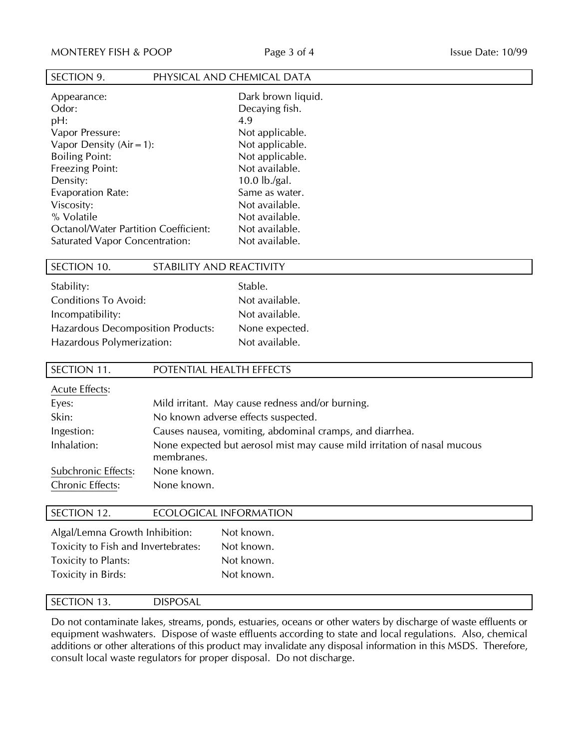## SECTION 9. PHYSICAL AND CHEMICAL DATA

| | |
|---|---|
| Appearance: | Dark brown liquid. |
| Odor: | Decaying fish. |
| pH: | 4.9 |
| Vapor Pressure: | Not applicable. |
| Vapor Density (Air = 1): | Not applicable. |
| Boiling Point: | Not applicable. |
| Freezing Point: | Not available. |
| Density: | 10.0 lb./gal. |
| Evaporation Rate: | Same as water. |
| Viscosity: | Not available. |
| % Volatile | Not available. |
| Octanol/Water Partition Coefficient: | Not available. |
| Saturated Vapor Concentration: | Not available. |

## SECTION 10. STABILITY AND REACTIVITY

| | |
|---|---|
| Stability: | Stable. |
| Conditions To Avoid: | Not available. |
| Incompatibility: | Not available. |
| Hazardous Decomposition Products: | None expected. |
| Hazardous Polymerization: | Not available. |

## SECTION 11. POTENTIAL HEALTH EFFECTS

Acute Effects:

| | |
|---|---|
| Eyes: | Mild irritant. May cause redness and/or burning. |
| Skin: | No known adverse effects suspected. |
| Ingestion: | Causes nausea, vomiting, abdominal cramps, and diarrhea. |
| Inhalation: | None expected but aerosol mist may cause mild irritation of nasal mucous membranes. |
| Subchronic Effects: | None known. |
| Chronic Effects: | None known. |

## SECTION 12. ECOLOGICAL INFORMATION

| | |
|---|---|
| Algal/Lemna Growth Inhibition: | Not known. |
| Toxicity to Fish and Invertebrates: | Not known. |
| Toxicity to Plants: | Not known. |
| Toxicity in Birds: | Not known. |

## SECTION 13. DISPOSAL

Do not contaminate lakes, streams, ponds, estuaries, oceans or other waters by discharge of waste effluents or equipment washwaters. Dispose of waste effluents according to state and local regulations. Also, chemical additions or other alterations of this product may invalidate any disposal information in this MSDS. Therefore, consult local waste regulators for proper disposal. Do not discharge.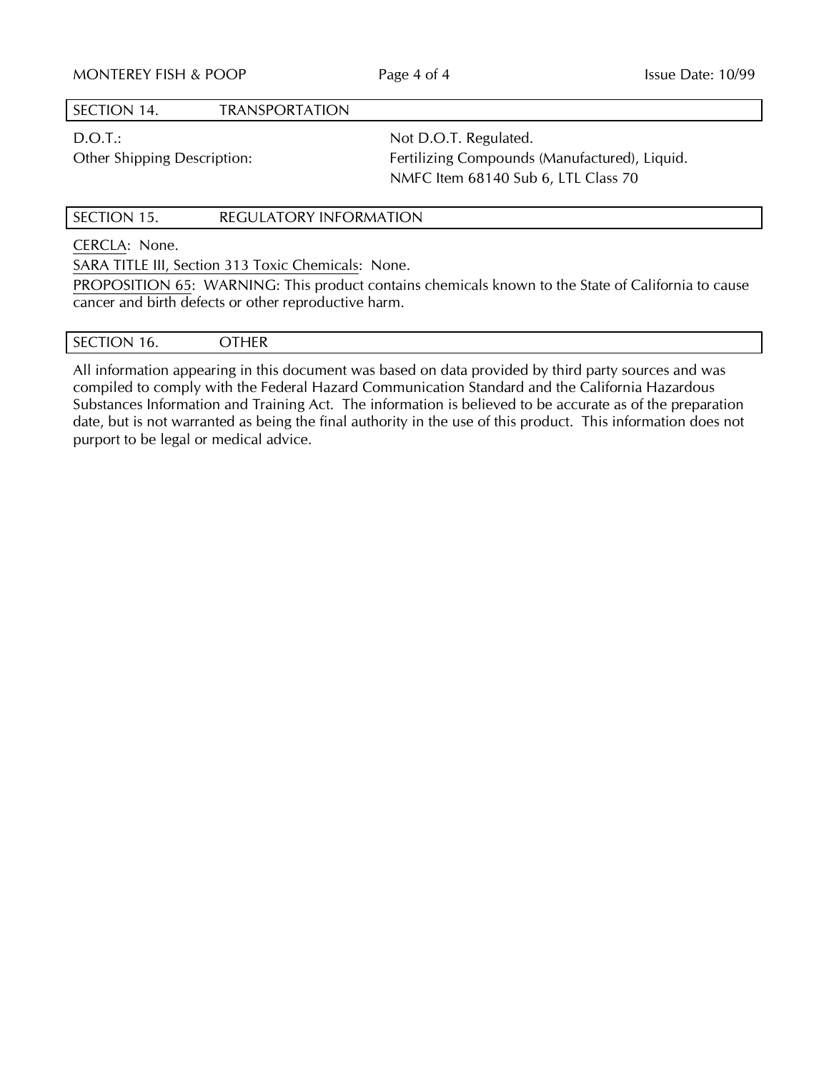## SECTION 14. TRANSPORTATION

| | |
|---|---|
| D.O.T.: | Not D.O.T. Regulated. |
| Other Shipping Description: | Fertilizing Compounds (Manufactured), Liquid. NMFC Item 68140 Sub 6, LTL Class 70 |

## SECTION 15. REGULATORY INFORMATION

CERCLA: None.

SARA TITLE III, Section 313 Toxic Chemicals: None.

PROPOSITION 65: WARNING: This product contains chemicals known to the State of California to cause cancer and birth defects or other reproductive harm.

## SECTION 16. OTHER

All information appearing in this document was based on data provided by third party sources and was compiled to comply with the Federal Hazard Communication Standard and the California Hazardous Substances Information and Training Act. The information is believed to be accurate as of the preparation date, but is not warranted as being the final authority in the use of this product. This information does not purport to be legal or medical advice.